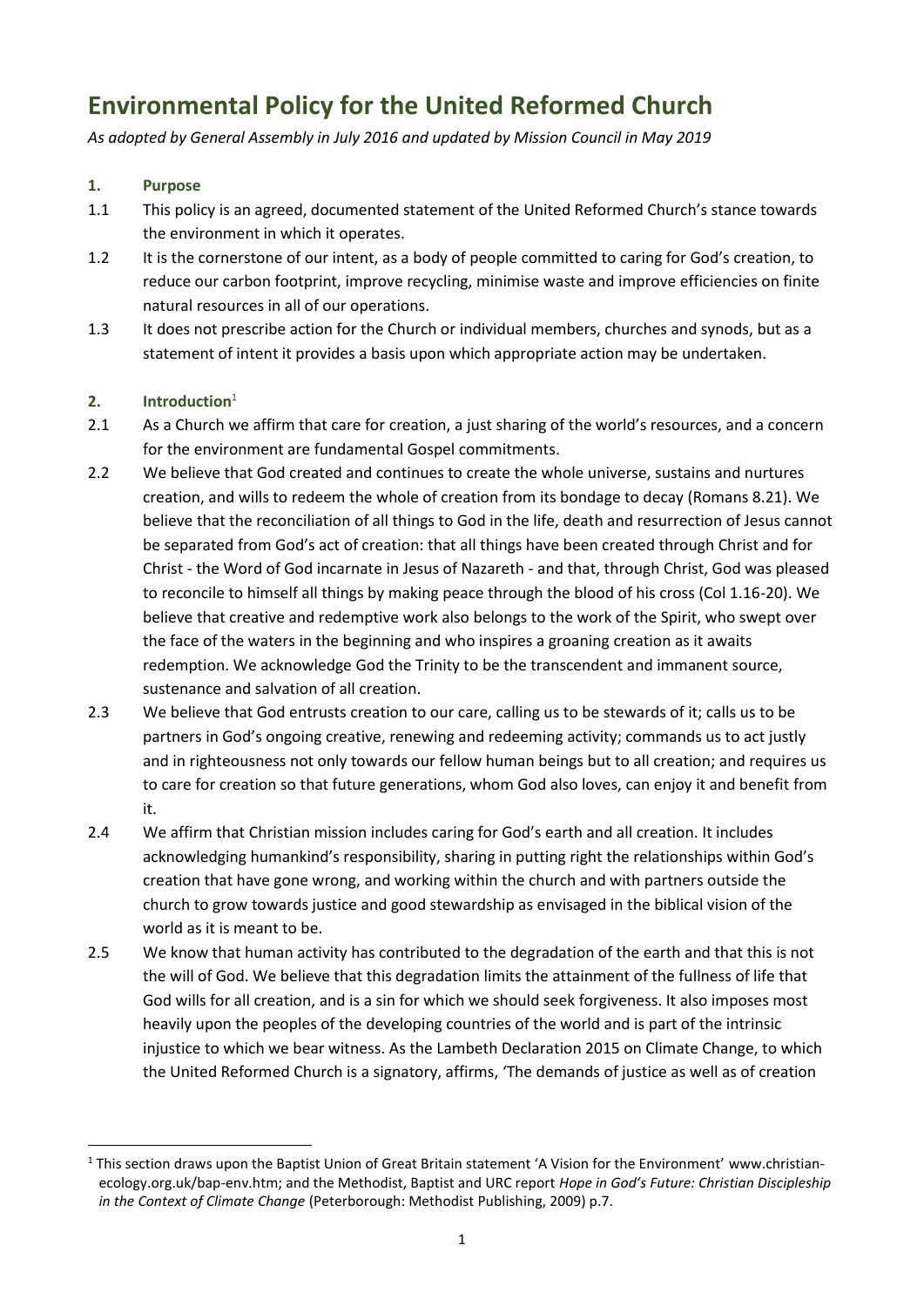# Environmental Policy for the United Reformed Church

*As adopted by General Assembly in July 2016 and updated by Mission Council in May 2019*

## 1. Purpose

1.1 This policy is an agreed, documented statement of the United Reformed Church's stance towards the environment in which it operates.

1.2 It is the cornerstone of our intent, as a body of people committed to caring for God's creation, to reduce our carbon footprint, improve recycling, minimise waste and improve efficiencies on finite natural resources in all of our operations.

1.3 It does not prescribe action for the Church or individual members, churches and synods, but as a statement of intent it provides a basis upon which appropriate action may be undertaken.

## 2. Introduction[1]

2.1 As a Church we affirm that care for creation, a just sharing of the world's resources, and a concern for the environment are fundamental Gospel commitments.

2.2 We believe that God created and continues to create the whole universe, sustains and nurtures creation, and wills to redeem the whole of creation from its bondage to decay (Romans 8.21). We believe that the reconciliation of all things to God in the life, death and resurrection of Jesus cannot be separated from God's act of creation: that all things have been created through Christ and for Christ - the Word of God incarnate in Jesus of Nazareth - and that, through Christ, God was pleased to reconcile to himself all things by making peace through the blood of his cross (Col 1.16-20). We believe that creative and redemptive work also belongs to the work of the Spirit, who swept over the face of the waters in the beginning and who inspires a groaning creation as it awaits redemption. We acknowledge God the Trinity to be the transcendent and immanent source, sustenance and salvation of all creation.

2.3 We believe that God entrusts creation to our care, calling us to be stewards of it; calls us to be partners in God's ongoing creative, renewing and redeeming activity; commands us to act justly and in righteousness not only towards our fellow human beings but to all creation; and requires us to care for creation so that future generations, whom God also loves, can enjoy it and benefit from it.

2.4 We affirm that Christian mission includes caring for God's earth and all creation. It includes acknowledging humankind's responsibility, sharing in putting right the relationships within God's creation that have gone wrong, and working within the church and with partners outside the church to grow towards justice and good stewardship as envisaged in the biblical vision of the world as it is meant to be.

2.5 We know that human activity has contributed to the degradation of the earth and that this is not the will of God. We believe that this degradation limits the attainment of the fullness of life that God wills for all creation, and is a sin for which we should seek forgiveness. It also imposes most heavily upon the peoples of the developing countries of the world and is part of the intrinsic injustice to which we bear witness. As the Lambeth Declaration 2015 on Climate Change, to which the United Reformed Church is a signatory, affirms, 'The demands of justice as well as of creation

---

[1] This section draws upon the Baptist Union of Great Britain statement 'A Vision for the Environment' www.christian-ecology.org.uk/bap-env.htm; and the Methodist, Baptist and URC report *Hope in God's Future: Christian Discipleship in the Context of Climate Change* (Peterborough: Methodist Publishing, 2009) p.7.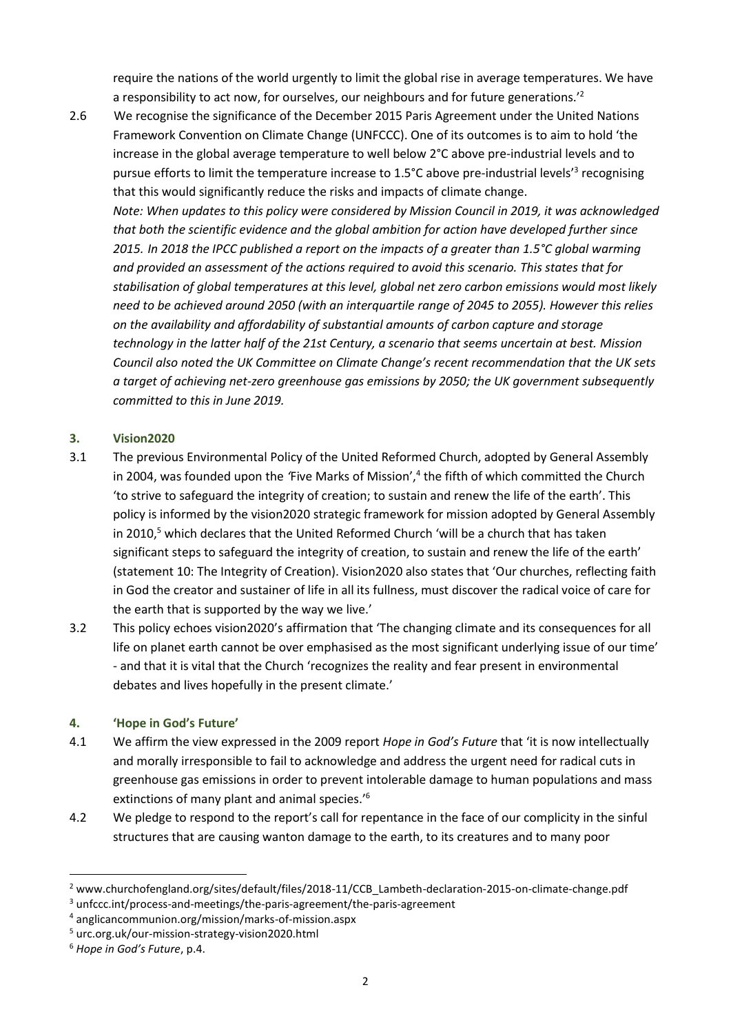require the nations of the world urgently to limit the global rise in average temperatures. We have a responsibility to act now, for ourselves, our neighbours and for future generations.'[2]

2.6 We recognise the significance of the December 2015 Paris Agreement under the United Nations Framework Convention on Climate Change (UNFCCC). One of its outcomes is to aim to hold 'the increase in the global average temperature to well below 2°C above pre-industrial levels and to pursue efforts to limit the temperature increase to 1.5°C above pre-industrial levels'[3] recognising that this would significantly reduce the risks and impacts of climate change.
*Note: When updates to this policy were considered by Mission Council in 2019, it was acknowledged that both the scientific evidence and the global ambition for action have developed further since 2015. In 2018 the IPCC published a report on the impacts of a greater than 1.5°C global warming and provided an assessment of the actions required to avoid this scenario. This states that for stabilisation of global temperatures at this level, global net zero carbon emissions would most likely need to be achieved around 2050 (with an interquartile range of 2045 to 2055). However this relies on the availability and affordability of substantial amounts of carbon capture and storage technology in the latter half of the 21st Century, a scenario that seems uncertain at best. Mission Council also noted the UK Committee on Climate Change's recent recommendation that the UK sets a target of achieving net-zero greenhouse gas emissions by 2050; the UK government subsequently committed to this in June 2019.*

## 3. Vision2020

3.1 The previous Environmental Policy of the United Reformed Church, adopted by General Assembly in 2004, was founded upon the 'Five Marks of Mission',[4] the fifth of which committed the Church 'to strive to safeguard the integrity of creation; to sustain and renew the life of the earth'. This policy is informed by the vision2020 strategic framework for mission adopted by General Assembly in 2010,[5] which declares that the United Reformed Church 'will be a church that has taken significant steps to safeguard the integrity of creation, to sustain and renew the life of the earth' (statement 10: The Integrity of Creation). Vision2020 also states that 'Our churches, reflecting faith in God the creator and sustainer of life in all its fullness, must discover the radical voice of care for the earth that is supported by the way we live.'

3.2 This policy echoes vision2020's affirmation that 'The changing climate and its consequences for all life on planet earth cannot be over emphasised as the most significant underlying issue of our time' - and that it is vital that the Church 'recognizes the reality and fear present in environmental debates and lives hopefully in the present climate.'

## 4. 'Hope in God's Future'

4.1 We affirm the view expressed in the 2009 report *Hope in God's Future* that 'it is now intellectually and morally irresponsible to fail to acknowledge and address the urgent need for radical cuts in greenhouse gas emissions in order to prevent intolerable damage to human populations and mass extinctions of many plant and animal species.'[6]

4.2 We pledge to respond to the report's call for repentance in the face of our complicity in the sinful structures that are causing wanton damage to the earth, to its creatures and to many poor

---

[2] www.churchofengland.org/sites/default/files/2018-11/CCB_Lambeth-declaration-2015-on-climate-change.pdf

[3] unfccc.int/process-and-meetings/the-paris-agreement/the-paris-agreement

[4] anglicancommunion.org/mission/marks-of-mission.aspx

[5] urc.org.uk/our-mission-strategy-vision2020.html

[6] *Hope in God's Future*, p.4.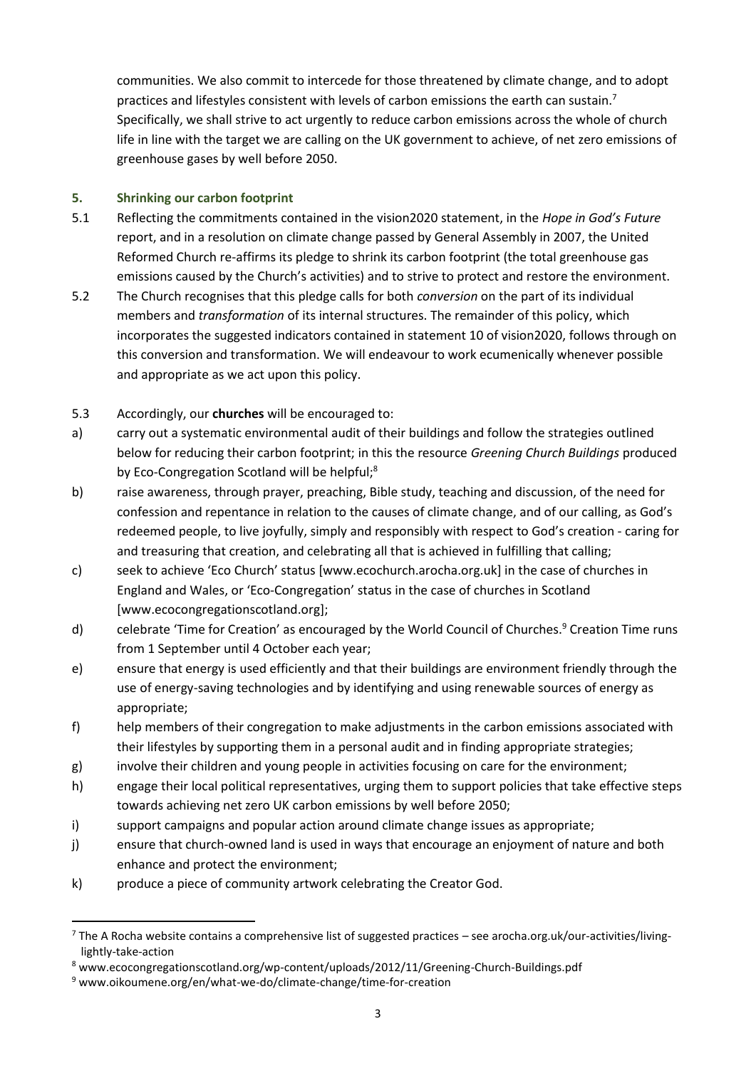communities. We also commit to intercede for those threatened by climate change, and to adopt practices and lifestyles consistent with levels of carbon emissions the earth can sustain.[7] Specifically, we shall strive to act urgently to reduce carbon emissions across the whole of church life in line with the target we are calling on the UK government to achieve, of net zero emissions of greenhouse gases by well before 2050.

## 5. Shrinking our carbon footprint

5.1 Reflecting the commitments contained in the vision2020 statement, in the *Hope in God's Future* report, and in a resolution on climate change passed by General Assembly in 2007, the United Reformed Church re-affirms its pledge to shrink its carbon footprint (the total greenhouse gas emissions caused by the Church's activities) and to strive to protect and restore the environment.

5.2 The Church recognises that this pledge calls for both *conversion* on the part of its individual members and *transformation* of its internal structures. The remainder of this policy, which incorporates the suggested indicators contained in statement 10 of vision2020, follows through on this conversion and transformation. We will endeavour to work ecumenically whenever possible and appropriate as we act upon this policy.

5.3 Accordingly, our **churches** will be encouraged to:

a) carry out a systematic environmental audit of their buildings and follow the strategies outlined below for reducing their carbon footprint; in this the resource *Greening Church Buildings* produced by Eco-Congregation Scotland will be helpful;[8]

b) raise awareness, through prayer, preaching, Bible study, teaching and discussion, of the need for confession and repentance in relation to the causes of climate change, and of our calling, as God's redeemed people, to live joyfully, simply and responsibly with respect to God's creation - caring for and treasuring that creation, and celebrating all that is achieved in fulfilling that calling;

c) seek to achieve 'Eco Church' status [www.ecochurch.arocha.org.uk] in the case of churches in England and Wales, or 'Eco-Congregation' status in the case of churches in Scotland [www.ecocongregationscotland.org];

d) celebrate 'Time for Creation' as encouraged by the World Council of Churches.[9] Creation Time runs from 1 September until 4 October each year;

e) ensure that energy is used efficiently and that their buildings are environment friendly through the use of energy-saving technologies and by identifying and using renewable sources of energy as appropriate;

f) help members of their congregation to make adjustments in the carbon emissions associated with their lifestyles by supporting them in a personal audit and in finding appropriate strategies;

g) involve their children and young people in activities focusing on care for the environment;

h) engage their local political representatives, urging them to support policies that take effective steps towards achieving net zero UK carbon emissions by well before 2050;

i) support campaigns and popular action around climate change issues as appropriate;

j) ensure that church-owned land is used in ways that encourage an enjoyment of nature and both enhance and protect the environment;

k) produce a piece of community artwork celebrating the Creator God.

---

[7] The A Rocha website contains a comprehensive list of suggested practices – see arocha.org.uk/our-activities/living-lightly-take-action

[8] www.ecocongregationscotland.org/wp-content/uploads/2012/11/Greening-Church-Buildings.pdf

[9] www.oikoumene.org/en/what-we-do/climate-change/time-for-creation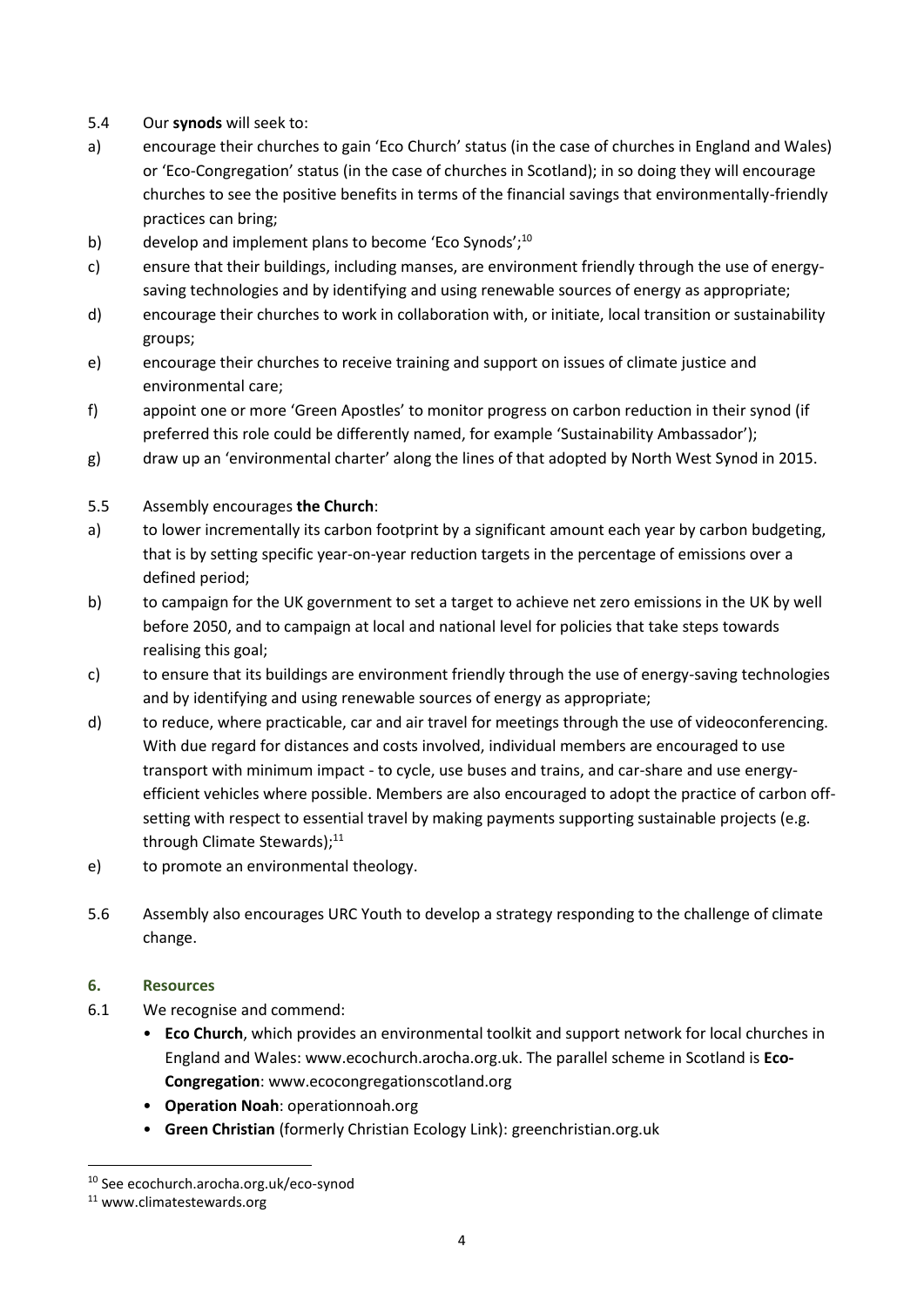5.4 Our **synods** will seek to:

a) encourage their churches to gain 'Eco Church' status (in the case of churches in England and Wales) or 'Eco-Congregation' status (in the case of churches in Scotland); in so doing they will encourage churches to see the positive benefits in terms of the financial savings that environmentally-friendly practices can bring;

b) develop and implement plans to become 'Eco Synods';[10]

c) ensure that their buildings, including manses, are environment friendly through the use of energy-saving technologies and by identifying and using renewable sources of energy as appropriate;

d) encourage their churches to work in collaboration with, or initiate, local transition or sustainability groups;

e) encourage their churches to receive training and support on issues of climate justice and environmental care;

f) appoint one or more 'Green Apostles' to monitor progress on carbon reduction in their synod (if preferred this role could be differently named, for example 'Sustainability Ambassador');

g) draw up an 'environmental charter' along the lines of that adopted by North West Synod in 2015.

5.5 Assembly encourages **the Church**:

a) to lower incrementally its carbon footprint by a significant amount each year by carbon budgeting, that is by setting specific year-on-year reduction targets in the percentage of emissions over a defined period;

b) to campaign for the UK government to set a target to achieve net zero emissions in the UK by well before 2050, and to campaign at local and national level for policies that take steps towards realising this goal;

c) to ensure that its buildings are environment friendly through the use of energy-saving technologies and by identifying and using renewable sources of energy as appropriate;

d) to reduce, where practicable, car and air travel for meetings through the use of videoconferencing. With due regard for distances and costs involved, individual members are encouraged to use transport with minimum impact - to cycle, use buses and trains, and car-share and use energy-efficient vehicles where possible. Members are also encouraged to adopt the practice of carbon off-setting with respect to essential travel by making payments supporting sustainable projects (e.g. through Climate Stewards);[11]

e) to promote an environmental theology.

5.6 Assembly also encourages URC Youth to develop a strategy responding to the challenge of climate change.

## 6. Resources

6.1 We recognise and commend:

- **Eco Church**, which provides an environmental toolkit and support network for local churches in England and Wales: www.ecochurch.arocha.org.uk. The parallel scheme in Scotland is **Eco-Congregation**: www.ecocongregationscotland.org
- **Operation Noah**: operationnoah.org
- **Green Christian** (formerly Christian Ecology Link): greenchristian.org.uk

---

[10] See ecochurch.arocha.org.uk/eco-synod

[11] www.climatestewards.org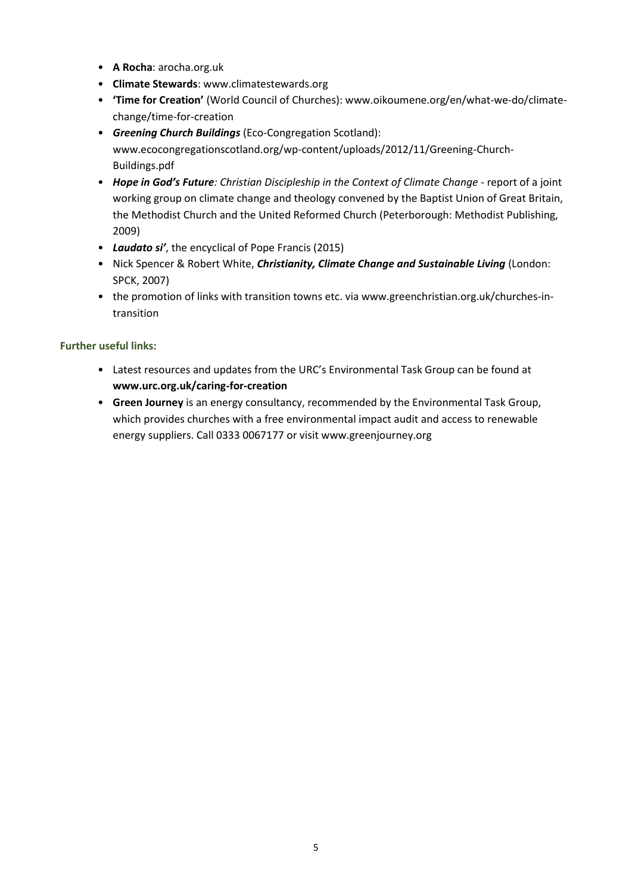- **A Rocha**: arocha.org.uk
- **Climate Stewards**: www.climatestewards.org
- **'Time for Creation'** (World Council of Churches): www.oikoumene.org/en/what-we-do/climate-change/time-for-creation
- ***Greening Church Buildings*** (Eco-Congregation Scotland): www.ecocongregationscotland.org/wp-content/uploads/2012/11/Greening-Church-Buildings.pdf
- ***Hope in God's Future****: Christian Discipleship in the Context of Climate Change* - report of a joint working group on climate change and theology convened by the Baptist Union of Great Britain, the Methodist Church and the United Reformed Church (Peterborough: Methodist Publishing, 2009)
- ***Laudato si'***, the encyclical of Pope Francis (2015)
- Nick Spencer & Robert White, ***Christianity, Climate Change and Sustainable Living*** (London: SPCK, 2007)
- the promotion of links with transition towns etc. via www.greenchristian.org.uk/churches-in-transition

**Further useful links:**

- Latest resources and updates from the URC's Environmental Task Group can be found at **www.urc.org.uk/caring-for-creation**
- **Green Journey** is an energy consultancy, recommended by the Environmental Task Group, which provides churches with a free environmental impact audit and access to renewable energy suppliers. Call 0333 0067177 or visit www.greenjourney.org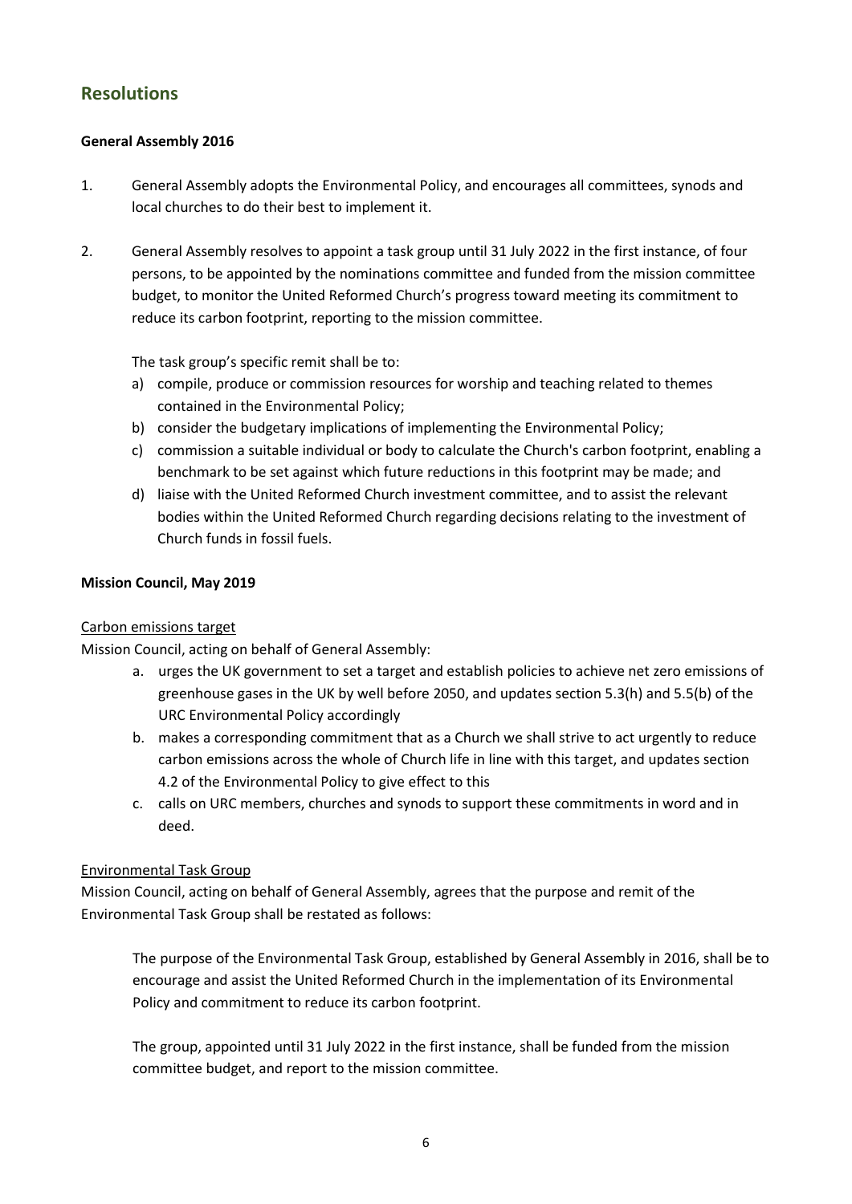## Resolutions

**General Assembly 2016**

1. General Assembly adopts the Environmental Policy, and encourages all committees, synods and local churches to do their best to implement it.

2. General Assembly resolves to appoint a task group until 31 July 2022 in the first instance, of four persons, to be appointed by the nominations committee and funded from the mission committee budget, to monitor the United Reformed Church's progress toward meeting its commitment to reduce its carbon footprint, reporting to the mission committee.

   The task group's specific remit shall be to:

   a) compile, produce or commission resources for worship and teaching related to themes contained in the Environmental Policy;
   b) consider the budgetary implications of implementing the Environmental Policy;
   c) commission a suitable individual or body to calculate the Church's carbon footprint, enabling a benchmark to be set against which future reductions in this footprint may be made; and
   d) liaise with the United Reformed Church investment committee, and to assist the relevant bodies within the United Reformed Church regarding decisions relating to the investment of Church funds in fossil fuels.

**Mission Council, May 2019**

Carbon emissions target

Mission Council, acting on behalf of General Assembly:

a. urges the UK government to set a target and establish policies to achieve net zero emissions of greenhouse gases in the UK by well before 2050, and updates section 5.3(h) and 5.5(b) of the URC Environmental Policy accordingly
b. makes a corresponding commitment that as a Church we shall strive to act urgently to reduce carbon emissions across the whole of Church life in line with this target, and updates section 4.2 of the Environmental Policy to give effect to this
c. calls on URC members, churches and synods to support these commitments in word and in deed.

Environmental Task Group

Mission Council, acting on behalf of General Assembly, agrees that the purpose and remit of the Environmental Task Group shall be restated as follows:

> The purpose of the Environmental Task Group, established by General Assembly in 2016, shall be to encourage and assist the United Reformed Church in the implementation of its Environmental Policy and commitment to reduce its carbon footprint.
>
> The group, appointed until 31 July 2022 in the first instance, shall be funded from the mission committee budget, and report to the mission committee.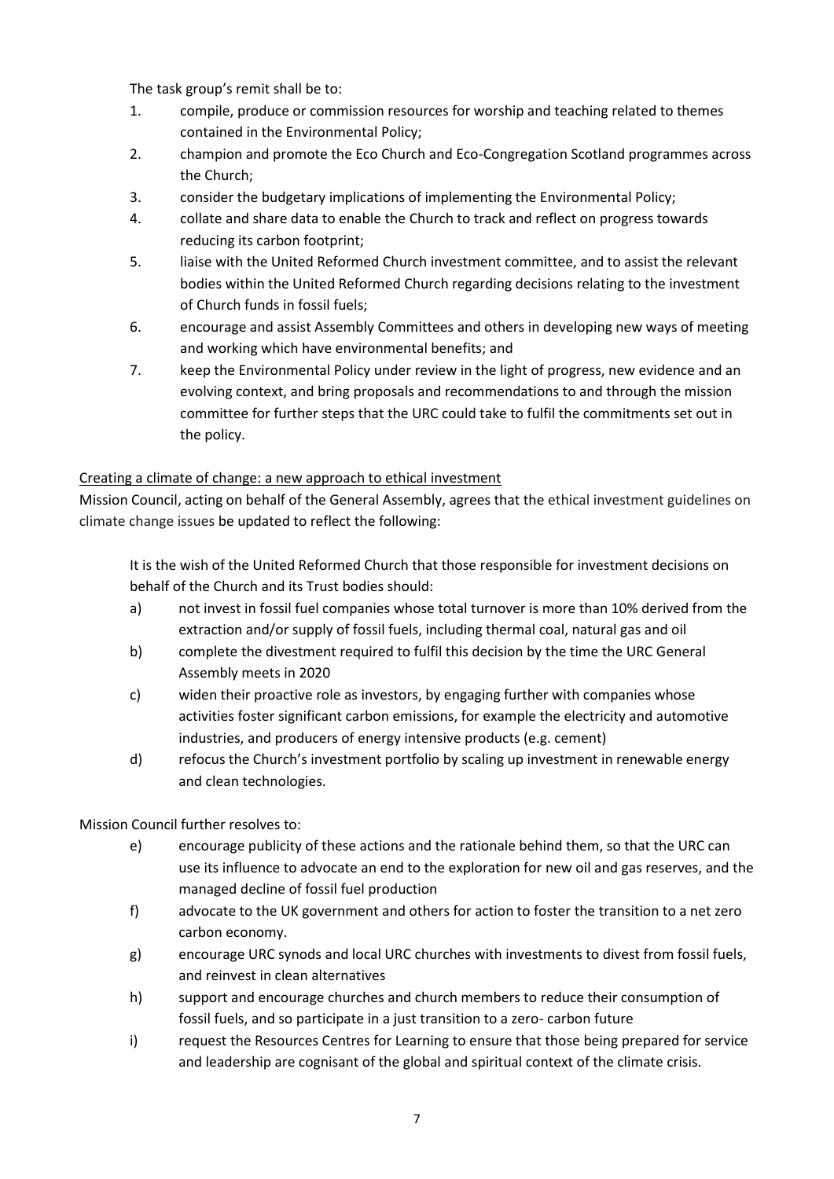The task group's remit shall be to:

1. compile, produce or commission resources for worship and teaching related to themes contained in the Environmental Policy;
2. champion and promote the Eco Church and Eco-Congregation Scotland programmes across the Church;
3. consider the budgetary implications of implementing the Environmental Policy;
4. collate and share data to enable the Church to track and reflect on progress towards reducing its carbon footprint;
5. liaise with the United Reformed Church investment committee, and to assist the relevant bodies within the United Reformed Church regarding decisions relating to the investment of Church funds in fossil fuels;
6. encourage and assist Assembly Committees and others in developing new ways of meeting and working which have environmental benefits; and
7. keep the Environmental Policy under review in the light of progress, new evidence and an evolving context, and bring proposals and recommendations to and through the mission committee for further steps that the URC could take to fulfil the commitments set out in the policy.

Creating a climate of change: a new approach to ethical investment

Mission Council, acting on behalf of the General Assembly, agrees that the ethical investment guidelines on climate change issues be updated to reflect the following:

It is the wish of the United Reformed Church that those responsible for investment decisions on behalf of the Church and its Trust bodies should:

a) not invest in fossil fuel companies whose total turnover is more than 10% derived from the extraction and/or supply of fossil fuels, including thermal coal, natural gas and oil
b) complete the divestment required to fulfil this decision by the time the URC General Assembly meets in 2020
c) widen their proactive role as investors, by engaging further with companies whose activities foster significant carbon emissions, for example the electricity and automotive industries, and producers of energy intensive products (e.g. cement)
d) refocus the Church's investment portfolio by scaling up investment in renewable energy and clean technologies.

Mission Council further resolves to:

e) encourage publicity of these actions and the rationale behind them, so that the URC can use its influence to advocate an end to the exploration for new oil and gas reserves, and the managed decline of fossil fuel production
f) advocate to the UK government and others for action to foster the transition to a net zero carbon economy.
g) encourage URC synods and local URC churches with investments to divest from fossil fuels, and reinvest in clean alternatives
h) support and encourage churches and church members to reduce their consumption of fossil fuels, and so participate in a just transition to a zero- carbon future
i) request the Resources Centres for Learning to ensure that those being prepared for service and leadership are cognisant of the global and spiritual context of the climate crisis.